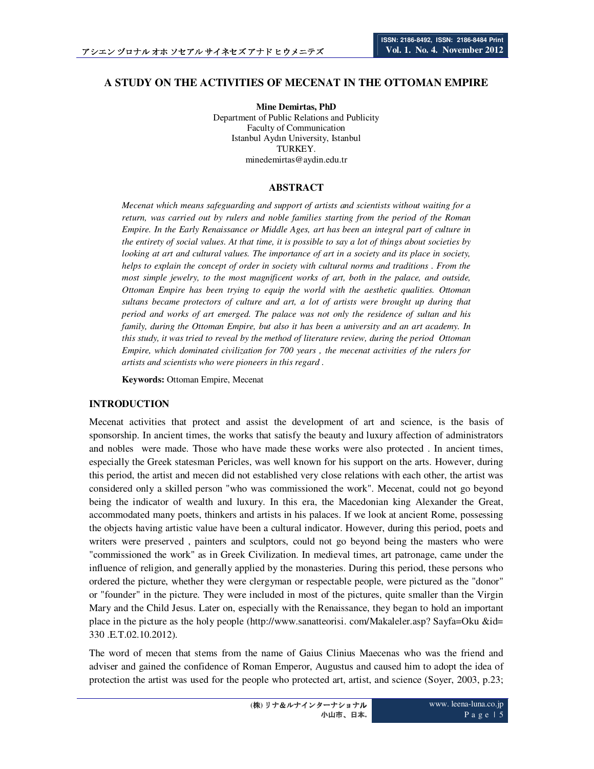## A STUDY ON THE ACTIVITIES OF MECENAT IN THE OTTOMAN EMPIRE

**Mine Demirtas, PhD**
Department of Public Relations and Publicity
Faculty of Communication
Istanbul Aydın University, Istanbul
TURKEY.
minedemirtas@aydin.edu.tr

### ABSTRACT

*Mecenat which means safeguarding and support of artists and scientists without waiting for a return, was carried out by rulers and noble families starting from the period of the Roman Empire. In the Early Renaissance or Middle Ages, art has been an integral part of culture in the entirety of social values. At that time, it is possible to say a lot of things about societies by looking at art and cultural values. The importance of art in a society and its place in society, helps to explain the concept of order in society with cultural norms and traditions . From the most simple jewelry, to the most magnificent works of art, both in the palace, and outside, Ottoman Empire has been trying to equip the world with the aesthetic qualities. Ottoman sultans became protectors of culture and art, a lot of artists were brought up during that period and works of art emerged. The palace was not only the residence of sultan and his family, during the Ottoman Empire, but also it has been a university and an art academy. In this study, it was tried to reveal by the method of literature review, during the period Ottoman Empire, which dominated civilization for 700 years , the mecenat activities of the rulers for artists and scientists who were pioneers in this regard .*

**Keywords:** Ottoman Empire, Mecenat

### INTRODUCTION

Mecenat activities that protect and assist the development of art and science, is the basis of sponsorship. In ancient times, the works that satisfy the beauty and luxury affection of administrators and nobles were made. Those who have made these works were also protected . In ancient times, especially the Greek statesman Pericles, was well known for his support on the arts. However, during this period, the artist and mecen did not established very close relations with each other, the artist was considered only a skilled person "who was commissioned the work". Mecenat, could not go beyond being the indicator of wealth and luxury. In this era, the Macedonian king Alexander the Great, accommodated many poets, thinkers and artists in his palaces. If we look at ancient Rome, possessing the objects having artistic value have been a cultural indicator. However, during this period, poets and writers were preserved , painters and sculptors, could not go beyond being the masters who were "commissioned the work" as in Greek Civilization. In medieval times, art patronage, came under the influence of religion, and generally applied by the monasteries. During this period, these persons who ordered the picture, whether they were clergyman or respectable people, were pictured as the "donor" or "founder" in the picture. They were included in most of the pictures, quite smaller than the Virgin Mary and the Child Jesus. Later on, especially with the Renaissance, they began to hold an important place in the picture as the holy people (http://www.sanatteorisi. com/Makaleler.asp? Sayfa=Oku &id= 330 .E.T.02.10.2012).

The word of mecen that stems from the name of Gaius Clinius Maecenas who was the friend and adviser and gained the confidence of Roman Emperor, Augustus and caused him to adopt the idea of protection the artist was used for the people who protected art, artist, and science (Soyer, 2003, p.23;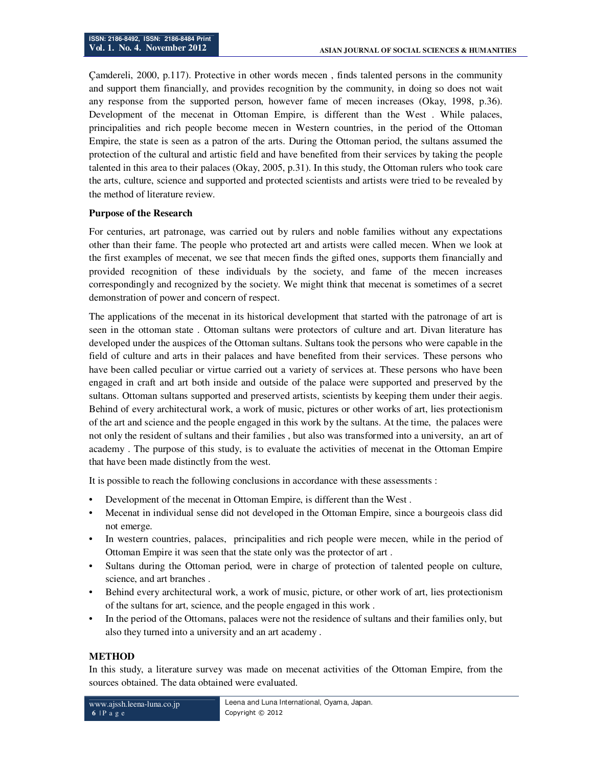Çamdereli, 2000, p.117). Protective in other words mecen , finds talented persons in the community and support them financially, and provides recognition by the community, in doing so does not wait any response from the supported person, however fame of mecen increases (Okay, 1998, p.36). Development of the mecenat in Ottoman Empire, is different than the West . While palaces, principalities and rich people become mecen in Western countries, in the period of the Ottoman Empire, the state is seen as a patron of the arts. During the Ottoman period, the sultans assumed the protection of the cultural and artistic field and have benefited from their services by taking the people talented in this area to their palaces (Okay, 2005, p.31). In this study, the Ottoman rulers who took care the arts, culture, science and supported and protected scientists and artists were tried to be revealed by the method of literature review.

**Purpose of the Research**

For centuries, art patronage, was carried out by rulers and noble families without any expectations other than their fame. The people who protected art and artists were called mecen. When we look at the first examples of mecenat, we see that mecen finds the gifted ones, supports them financially and provided recognition of these individuals by the society, and fame of the mecen increases correspondingly and recognized by the society. We might think that mecenat is sometimes of a secret demonstration of power and concern of respect.

The applications of the mecenat in its historical development that started with the patronage of art is seen in the ottoman state . Ottoman sultans were protectors of culture and art. Divan literature has developed under the auspices of the Ottoman sultans. Sultans took the persons who were capable in the field of culture and arts in their palaces and have benefited from their services. These persons who have been called peculiar or virtue carried out a variety of services at. These persons who have been engaged in craft and art both inside and outside of the palace were supported and preserved by the sultans. Ottoman sultans supported and preserved artists, scientists by keeping them under their aegis. Behind of every architectural work, a work of music, pictures or other works of art, lies protectionism of the art and science and the people engaged in this work by the sultans. At the time, the palaces were not only the resident of sultans and their families , but also was transformed into a university, an art of academy . The purpose of this study, is to evaluate the activities of mecenat in the Ottoman Empire that have been made distinctly from the west.

It is possible to reach the following conclusions in accordance with these assessments :

- Development of the mecenat in Ottoman Empire, is different than the West .
- Mecenat in individual sense did not developed in the Ottoman Empire, since a bourgeois class did not emerge.
- In western countries, palaces, principalities and rich people were mecen, while in the period of Ottoman Empire it was seen that the state only was the protector of art .
- Sultans during the Ottoman period, were in charge of protection of talented people on culture, science, and art branches .
- Behind every architectural work, a work of music, picture, or other work of art, lies protectionism of the sultans for art, science, and the people engaged in this work .
- In the period of the Ottomans, palaces were not the residence of sultans and their families only, but also they turned into a university and an art academy .

## METHOD

In this study, a literature survey was made on mecenat activities of the Ottoman Empire, from the sources obtained. The data obtained were evaluated.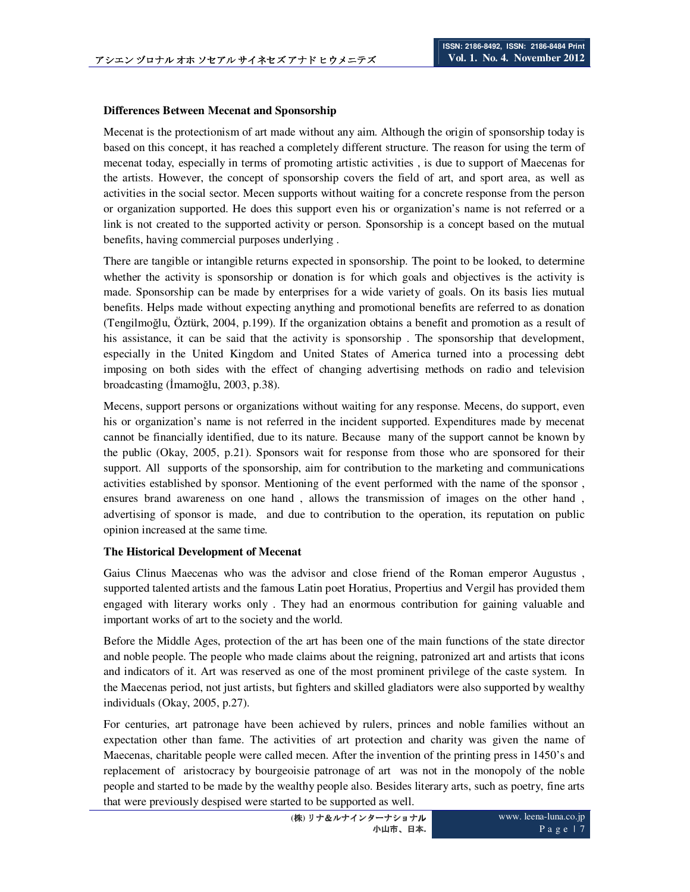**Differences Between Mecenat and Sponsorship**

Mecenat is the protectionism of art made without any aim. Although the origin of sponsorship today is based on this concept, it has reached a completely different structure. The reason for using the term of mecenat today, especially in terms of promoting artistic activities , is due to support of Maecenas for the artists. However, the concept of sponsorship covers the field of art, and sport area, as well as activities in the social sector. Mecen supports without waiting for a concrete response from the person or organization supported. He does this support even his or organization's name is not referred or a link is not created to the supported activity or person. Sponsorship is a concept based on the mutual benefits, having commercial purposes underlying .

There are tangible or intangible returns expected in sponsorship. The point to be looked, to determine whether the activity is sponsorship or donation is for which goals and objectives is the activity is made. Sponsorship can be made by enterprises for a wide variety of goals. On its basis lies mutual benefits. Helps made without expecting anything and promotional benefits are referred to as donation (Tengilmoğlu, Öztürk, 2004, p.199). If the organization obtains a benefit and promotion as a result of his assistance, it can be said that the activity is sponsorship . The sponsorship that development, especially in the United Kingdom and United States of America turned into a processing debt imposing on both sides with the effect of changing advertising methods on radio and television broadcasting (İmamoğlu, 2003, p.38).

Mecens, support persons or organizations without waiting for any response. Mecens, do support, even his or organization's name is not referred in the incident supported. Expenditures made by mecenat cannot be financially identified, due to its nature. Because many of the support cannot be known by the public (Okay, 2005, p.21). Sponsors wait for response from those who are sponsored for their support. All supports of the sponsorship, aim for contribution to the marketing and communications activities established by sponsor. Mentioning of the event performed with the name of the sponsor , ensures brand awareness on one hand , allows the transmission of images on the other hand , advertising of sponsor is made, and due to contribution to the operation, its reputation on public opinion increased at the same time.

**The Historical Development of Mecenat**

Gaius Clinus Maecenas who was the advisor and close friend of the Roman emperor Augustus , supported talented artists and the famous Latin poet Horatius, Propertius and Vergil has provided them engaged with literary works only . They had an enormous contribution for gaining valuable and important works of art to the society and the world.

Before the Middle Ages, protection of the art has been one of the main functions of the state director and noble people. The people who made claims about the reigning, patronized art and artists that icons and indicators of it. Art was reserved as one of the most prominent privilege of the caste system. In the Maecenas period, not just artists, but fighters and skilled gladiators were also supported by wealthy individuals (Okay, 2005, p.27).

For centuries, art patronage have been achieved by rulers, princes and noble families without an expectation other than fame. The activities of art protection and charity was given the name of Maecenas, charitable people were called mecen. After the invention of the printing press in 1450's and replacement of aristocracy by bourgeoisie patronage of art was not in the monopoly of the noble people and started to be made by the wealthy people also. Besides literary arts, such as poetry, fine arts that were previously despised were started to be supported as well.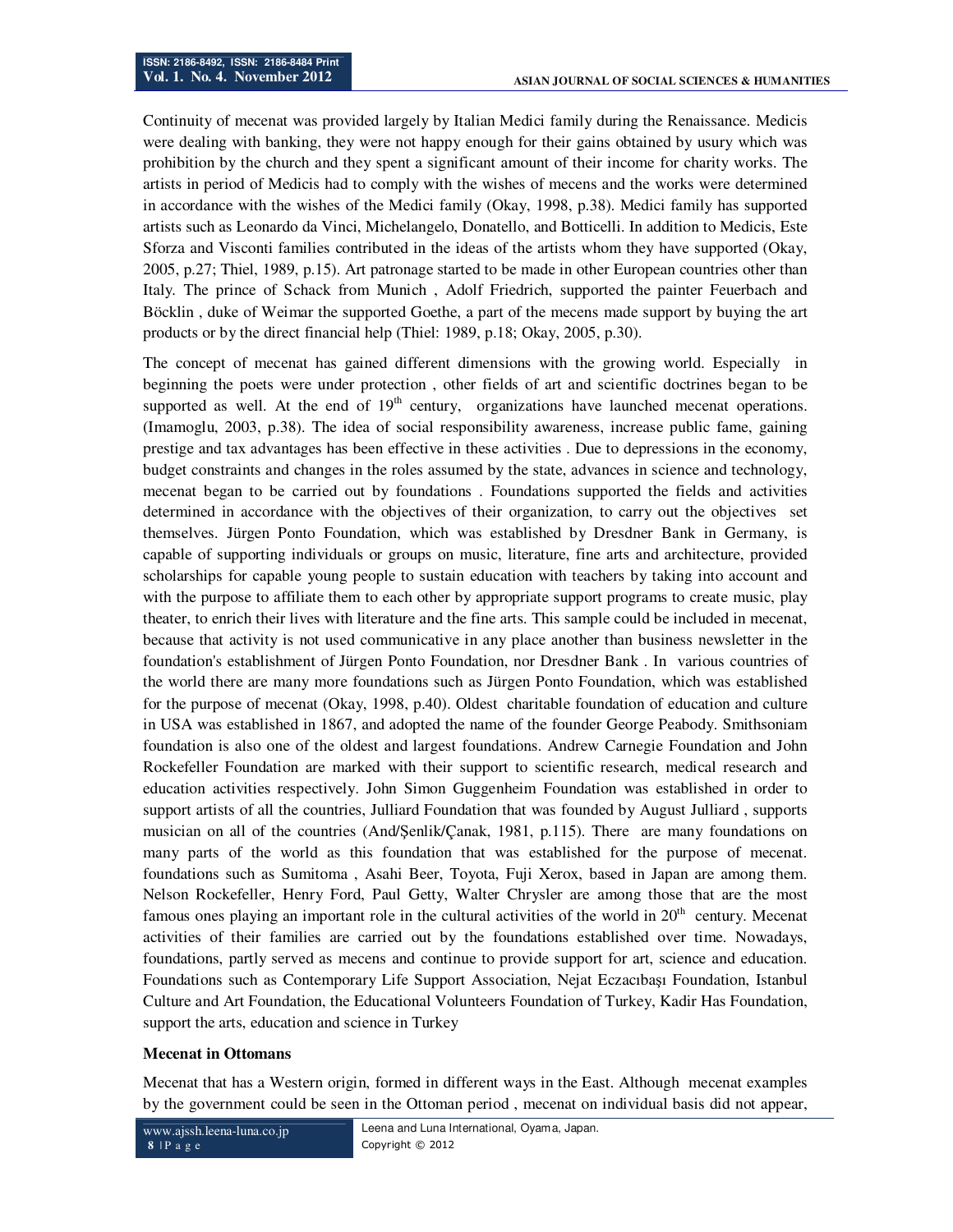Continuity of mecenat was provided largely by Italian Medici family during the Renaissance. Medicis were dealing with banking, they were not happy enough for their gains obtained by usury which was prohibition by the church and they spent a significant amount of their income for charity works. The artists in period of Medicis had to comply with the wishes of mecens and the works were determined in accordance with the wishes of the Medici family (Okay, 1998, p.38). Medici family has supported artists such as Leonardo da Vinci, Michelangelo, Donatello, and Botticelli. In addition to Medicis, Este Sforza and Visconti families contributed in the ideas of the artists whom they have supported (Okay, 2005, p.27; Thiel, 1989, p.15). Art patronage started to be made in other European countries other than Italy. The prince of Schack from Munich , Adolf Friedrich, supported the painter Feuerbach and Böcklin , duke of Weimar the supported Goethe, a part of the mecens made support by buying the art products or by the direct financial help (Thiel: 1989, p.18; Okay, 2005, p.30).

The concept of mecenat has gained different dimensions with the growing world. Especially in beginning the poets were under protection , other fields of art and scientific doctrines began to be supported as well. At the end of 19th century, organizations have launched mecenat operations. (Imamoglu, 2003, p.38). The idea of social responsibility awareness, increase public fame, gaining prestige and tax advantages has been effective in these activities . Due to depressions in the economy, budget constraints and changes in the roles assumed by the state, advances in science and technology, mecenat began to be carried out by foundations . Foundations supported the fields and activities determined in accordance with the objectives of their organization, to carry out the objectives set themselves. Jürgen Ponto Foundation, which was established by Dresdner Bank in Germany, is capable of supporting individuals or groups on music, literature, fine arts and architecture, provided scholarships for capable young people to sustain education with teachers by taking into account and with the purpose to affiliate them to each other by appropriate support programs to create music, play theater, to enrich their lives with literature and the fine arts. This sample could be included in mecenat, because that activity is not used communicative in any place another than business newsletter in the foundation's establishment of Jürgen Ponto Foundation, nor Dresdner Bank . In various countries of the world there are many more foundations such as Jürgen Ponto Foundation, which was established for the purpose of mecenat (Okay, 1998, p.40). Oldest charitable foundation of education and culture in USA was established in 1867, and adopted the name of the founder George Peabody. Smithsoniam foundation is also one of the oldest and largest foundations. Andrew Carnegie Foundation and John Rockefeller Foundation are marked with their support to scientific research, medical research and education activities respectively. John Simon Guggenheim Foundation was established in order to support artists of all the countries, Julliard Foundation that was founded by August Julliard , supports musician on all of the countries (And/Şenlik/Çanak, 1981, p.115). There are many foundations on many parts of the world as this foundation that was established for the purpose of mecenat. foundations such as Sumitoma , Asahi Beer, Toyota, Fuji Xerox, based in Japan are among them. Nelson Rockefeller, Henry Ford, Paul Getty, Walter Chrysler are among those that are the most famous ones playing an important role in the cultural activities of the world in 20th century. Mecenat activities of their families are carried out by the foundations established over time. Nowadays, foundations, partly served as mecens and continue to provide support for art, science and education. Foundations such as Contemporary Life Support Association, Nejat Eczacıbaşı Foundation, Istanbul Culture and Art Foundation, the Educational Volunteers Foundation of Turkey, Kadir Has Foundation, support the arts, education and science in Turkey

**Mecenat in Ottomans**

Mecenat that has a Western origin, formed in different ways in the East. Although mecenat examples by the government could be seen in the Ottoman period , mecenat on individual basis did not appear,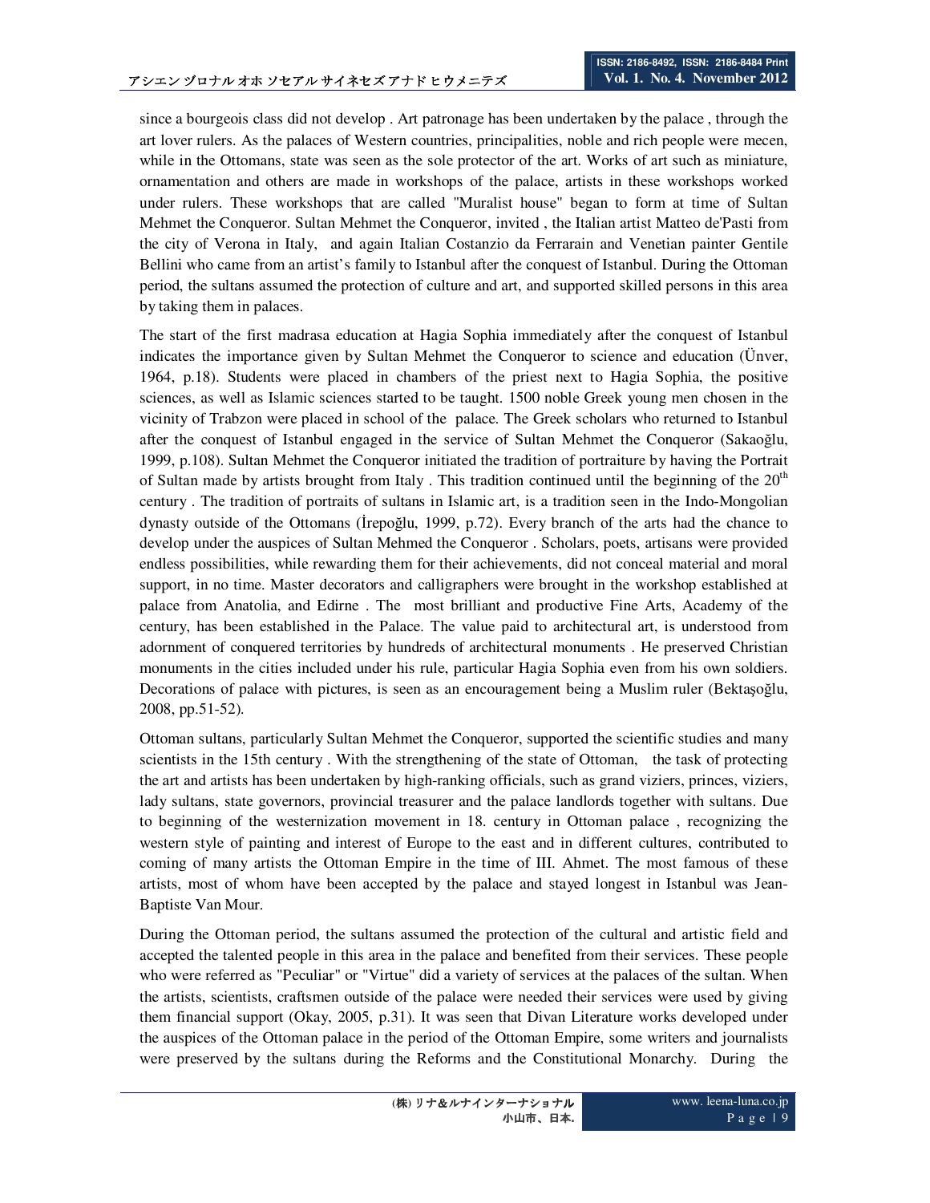since a bourgeois class did not develop . Art patronage has been undertaken by the palace , through the art lover rulers. As the palaces of Western countries, principalities, noble and rich people were mecen, while in the Ottomans, state was seen as the sole protector of the art. Works of art such as miniature, ornamentation and others are made in workshops of the palace, artists in these workshops worked under rulers. These workshops that are called "Muralist house" began to form at time of Sultan Mehmet the Conqueror. Sultan Mehmet the Conqueror, invited , the Italian artist Matteo de'Pasti from the city of Verona in Italy, and again Italian Costanzio da Ferrarain and Venetian painter Gentile Bellini who came from an artist's family to Istanbul after the conquest of Istanbul. During the Ottoman period, the sultans assumed the protection of culture and art, and supported skilled persons in this area by taking them in palaces.

The start of the first madrasa education at Hagia Sophia immediately after the conquest of Istanbul indicates the importance given by Sultan Mehmet the Conqueror to science and education (Ünver, 1964, p.18). Students were placed in chambers of the priest next to Hagia Sophia, the positive sciences, as well as Islamic sciences started to be taught. 1500 noble Greek young men chosen in the vicinity of Trabzon were placed in school of the palace. The Greek scholars who returned to Istanbul after the conquest of Istanbul engaged in the service of Sultan Mehmet the Conqueror (Sakaoğlu, 1999, p.108). Sultan Mehmet the Conqueror initiated the tradition of portraiture by having the Portrait of Sultan made by artists brought from Italy . This tradition continued until the beginning of the 20th century . The tradition of portraits of sultans in Islamic art, is a tradition seen in the Indo-Mongolian dynasty outside of the Ottomans (İrepoğlu, 1999, p.72). Every branch of the arts had the chance to develop under the auspices of Sultan Mehmed the Conqueror . Scholars, poets, artisans were provided endless possibilities, while rewarding them for their achievements, did not conceal material and moral support, in no time. Master decorators and calligraphers were brought in the workshop established at palace from Anatolia, and Edirne . The most brilliant and productive Fine Arts, Academy of the century, has been established in the Palace. The value paid to architectural art, is understood from adornment of conquered territories by hundreds of architectural monuments . He preserved Christian monuments in the cities included under his rule, particular Hagia Sophia even from his own soldiers. Decorations of palace with pictures, is seen as an encouragement being a Muslim ruler (Bektaşoğlu, 2008, pp.51-52).

Ottoman sultans, particularly Sultan Mehmet the Conqueror, supported the scientific studies and many scientists in the 15th century . With the strengthening of the state of Ottoman, the task of protecting the art and artists has been undertaken by high-ranking officials, such as grand viziers, princes, viziers, lady sultans, state governors, provincial treasurer and the palace landlords together with sultans. Due to beginning of the westernization movement in 18. century in Ottoman palace , recognizing the western style of painting and interest of Europe to the east and in different cultures, contributed to coming of many artists the Ottoman Empire in the time of III. Ahmet. The most famous of these artists, most of whom have been accepted by the palace and stayed longest in Istanbul was Jean-Baptiste Van Mour.

During the Ottoman period, the sultans assumed the protection of the cultural and artistic field and accepted the talented people in this area in the palace and benefited from their services. These people who were referred as "Peculiar" or "Virtue" did a variety of services at the palaces of the sultan. When the artists, scientists, craftsmen outside of the palace were needed their services were used by giving them financial support (Okay, 2005, p.31). It was seen that Divan Literature works developed under the auspices of the Ottoman palace in the period of the Ottoman Empire, some writers and journalists were preserved by the sultans during the Reforms and the Constitutional Monarchy. During the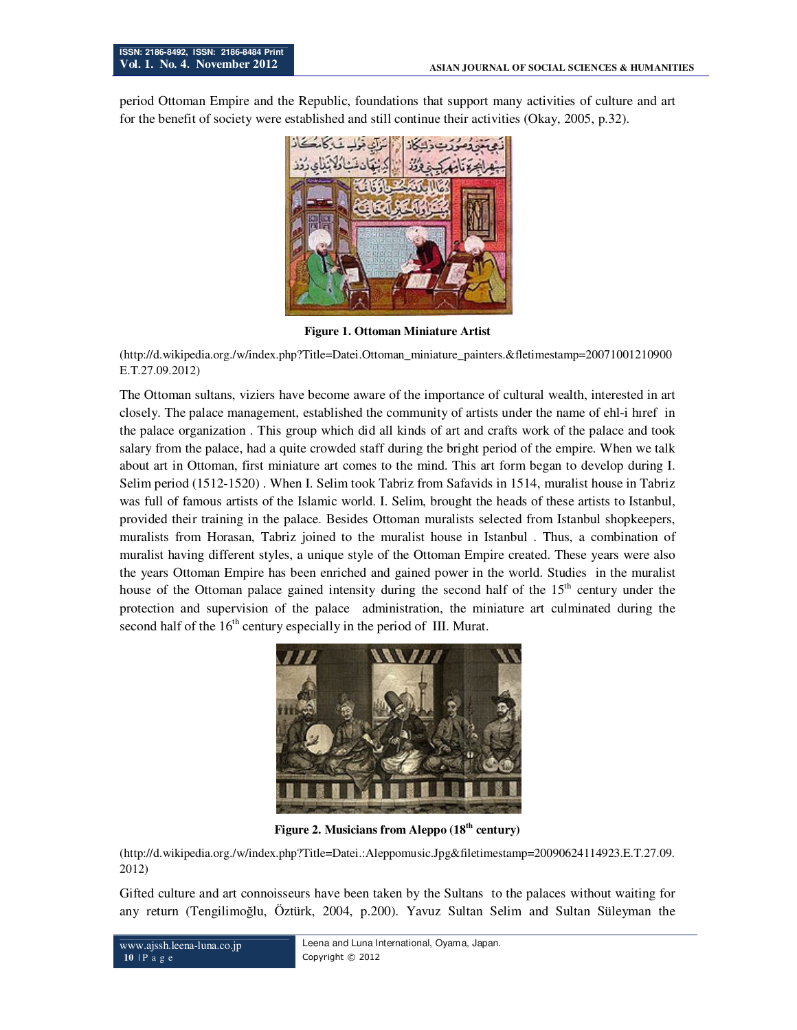period Ottoman Empire and the Republic, foundations that support many activities of culture and art for the benefit of society were established and still continue their activities (Okay, 2005, p.32).

**Figure 1. Ottoman Miniature Artist**

(http://d.wikipedia.org./w/index.php?Title=Datei.Ottoman_miniature_painters.&fletimestamp=20071001210900 E.T.27.09.2012)

The Ottoman sultans, viziers have become aware of the importance of cultural wealth, interested in art closely. The palace management, established the community of artists under the name of ehl-i hıref in the palace organization . This group which did all kinds of art and crafts work of the palace and took salary from the palace, had a quite crowded staff during the bright period of the empire. When we talk about art in Ottoman, first miniature art comes to the mind. This art form began to develop during I. Selim period (1512-1520) . When I. Selim took Tabriz from Safavids in 1514, muralist house in Tabriz was full of famous artists of the Islamic world. I. Selim, brought the heads of these artists to Istanbul, provided their training in the palace. Besides Ottoman muralists selected from Istanbul shopkeepers, muralists from Horasan, Tabriz joined to the muralist house in Istanbul . Thus, a combination of muralist having different styles, a unique style of the Ottoman Empire created. These years were also the years Ottoman Empire has been enriched and gained power in the world. Studies in the muralist house of the Ottoman palace gained intensity during the second half of the 15th century under the protection and supervision of the palace administration, the miniature art culminated during the second half of the 16th century especially in the period of III. Murat.

**Figure 2. Musicians from Aleppo (18th century)**

(http://d.wikipedia.org./w/index.php?Title=Datei.:Aleppomusic.Jpg&filetimestamp=20090624114923.E.T.27.09. 2012)

Gifted culture and art connoisseurs have been taken by the Sultans to the palaces without waiting for any return (Tengilimoğlu, Öztürk, 2004, p.200). Yavuz Sultan Selim and Sultan Süleyman the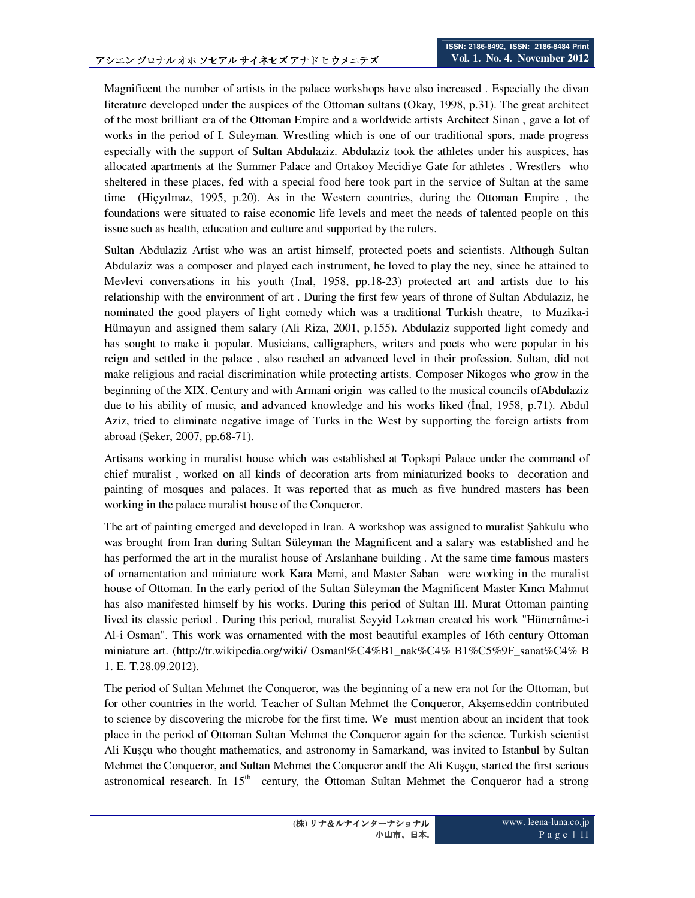Magnificent the number of artists in the palace workshops have also increased . Especially the divan literature developed under the auspices of the Ottoman sultans (Okay, 1998, p.31). The great architect of the most brilliant era of the Ottoman Empire and a worldwide artists Architect Sinan , gave a lot of works in the period of I. Suleyman. Wrestling which is one of our traditional spors, made progress especially with the support of Sultan Abdulaziz. Abdulaziz took the athletes under his auspices, has allocated apartments at the Summer Palace and Ortakoy Mecidiye Gate for athletes . Wrestlers who sheltered in these places, fed with a special food here took part in the service of Sultan at the same time (Hiçyılmaz, 1995, p.20). As in the Western countries, during the Ottoman Empire , the foundations were situated to raise economic life levels and meet the needs of talented people on this issue such as health, education and culture and supported by the rulers.

Sultan Abdulaziz Artist who was an artist himself, protected poets and scientists. Although Sultan Abdulaziz was a composer and played each instrument, he loved to play the ney, since he attained to Mevlevi conversations in his youth (Inal, 1958, pp.18-23) protected art and artists due to his relationship with the environment of art . During the first few years of throne of Sultan Abdulaziz, he nominated the good players of light comedy which was a traditional Turkish theatre, to Muzika-i Hümayun and assigned them salary (Ali Riza, 2001, p.155). Abdulaziz supported light comedy and has sought to make it popular. Musicians, calligraphers, writers and poets who were popular in his reign and settled in the palace , also reached an advanced level in their profession. Sultan, did not make religious and racial discrimination while protecting artists. Composer Nikogos who grow in the beginning of the XIX. Century and with Armani origin was called to the musical councils ofAbdulaziz due to his ability of music, and advanced knowledge and his works liked (İnal, 1958, p.71). Abdul Aziz, tried to eliminate negative image of Turks in the West by supporting the foreign artists from abroad (Şeker, 2007, pp.68-71).

Artisans working in muralist house which was established at Topkapi Palace under the command of chief muralist , worked on all kinds of decoration arts from miniaturized books to decoration and painting of mosques and palaces. It was reported that as much as five hundred masters has been working in the palace muralist house of the Conqueror.

The art of painting emerged and developed in Iran. A workshop was assigned to muralist Şahkulu who was brought from Iran during Sultan Süleyman the Magnificent and a salary was established and he has performed the art in the muralist house of Arslanhane building . At the same time famous masters of ornamentation and miniature work Kara Memi, and Master Saban were working in the muralist house of Ottoman. In the early period of the Sultan Süleyman the Magnificent Master Kıncı Mahmut has also manifested himself by his works. During this period of Sultan III. Murat Ottoman painting lived its classic period . During this period, muralist Seyyid Lokman created his work "Hünernâme-i Al-i Osman". This work was ornamented with the most beautiful examples of 16th century Ottoman miniature art. (http://tr.wikipedia.org/wiki/ Osmanl%C4%B1_nak%C4% B1%C5%9F_sanat%C4% B 1. E. T.28.09.2012).

The period of Sultan Mehmet the Conqueror, was the beginning of a new era not for the Ottoman, but for other countries in the world. Teacher of Sultan Mehmet the Conqueror, Akşemseddin contributed to science by discovering the microbe for the first time. We must mention about an incident that took place in the period of Ottoman Sultan Mehmet the Conqueror again for the science. Turkish scientist Ali Kuşçu who thought mathematics, and astronomy in Samarkand, was invited to Istanbul by Sultan Mehmet the Conqueror, and Sultan Mehmet the Conqueror andf the Ali Kuşçu, started the first serious astronomical research. In 15$^{th}$ century, the Ottoman Sultan Mehmet the Conqueror had a strong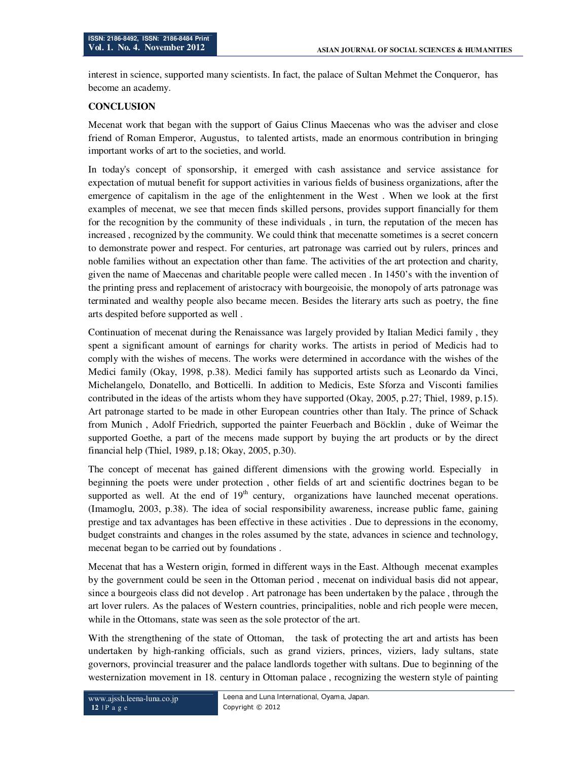interest in science, supported many scientists. In fact, the palace of Sultan Mehmet the Conqueror, has become an academy.

## CONCLUSION

Mecenat work that began with the support of Gaius Clinus Maecenas who was the adviser and close friend of Roman Emperor, Augustus, to talented artists, made an enormous contribution in bringing important works of art to the societies, and world.

In today's concept of sponsorship, it emerged with cash assistance and service assistance for expectation of mutual benefit for support activities in various fields of business organizations, after the emergence of capitalism in the age of the enlightenment in the West . When we look at the first examples of mecenat, we see that mecen finds skilled persons, provides support financially for them for the recognition by the community of these individuals , in turn, the reputation of the mecen has increased , recognized by the community. We could think that mecenatte sometimes is a secret concern to demonstrate power and respect. For centuries, art patronage was carried out by rulers, princes and noble families without an expectation other than fame. The activities of the art protection and charity, given the name of Maecenas and charitable people were called mecen . In 1450's with the invention of the printing press and replacement of aristocracy with bourgeoisie, the monopoly of arts patronage was terminated and wealthy people also became mecen. Besides the literary arts such as poetry, the fine arts despited before supported as well .

Continuation of mecenat during the Renaissance was largely provided by Italian Medici family , they spent a significant amount of earnings for charity works. The artists in period of Medicis had to comply with the wishes of mecens. The works were determined in accordance with the wishes of the Medici family (Okay, 1998, p.38). Medici family has supported artists such as Leonardo da Vinci, Michelangelo, Donatello, and Botticelli. In addition to Medicis, Este Sforza and Visconti families contributed in the ideas of the artists whom they have supported (Okay, 2005, p.27; Thiel, 1989, p.15). Art patronage started to be made in other European countries other than Italy. The prince of Schack from Munich , Adolf Friedrich, supported the painter Feuerbach and Böcklin , duke of Weimar the supported Goethe, a part of the mecens made support by buying the art products or by the direct financial help (Thiel, 1989, p.18; Okay, 2005, p.30).

The concept of mecenat has gained different dimensions with the growing world. Especially in beginning the poets were under protection , other fields of art and scientific doctrines began to be supported as well. At the end of 19th century, organizations have launched mecenat operations. (Imamoglu, 2003, p.38). The idea of social responsibility awareness, increase public fame, gaining prestige and tax advantages has been effective in these activities . Due to depressions in the economy, budget constraints and changes in the roles assumed by the state, advances in science and technology, mecenat began to be carried out by foundations .

Mecenat that has a Western origin, formed in different ways in the East. Although mecenat examples by the government could be seen in the Ottoman period , mecenat on individual basis did not appear, since a bourgeois class did not develop . Art patronage has been undertaken by the palace , through the art lover rulers. As the palaces of Western countries, principalities, noble and rich people were mecen, while in the Ottomans, state was seen as the sole protector of the art.

With the strengthening of the state of Ottoman, the task of protecting the art and artists has been undertaken by high-ranking officials, such as grand viziers, princes, viziers, lady sultans, state governors, provincial treasurer and the palace landlords together with sultans. Due to beginning of the westernization movement in 18. century in Ottoman palace , recognizing the western style of painting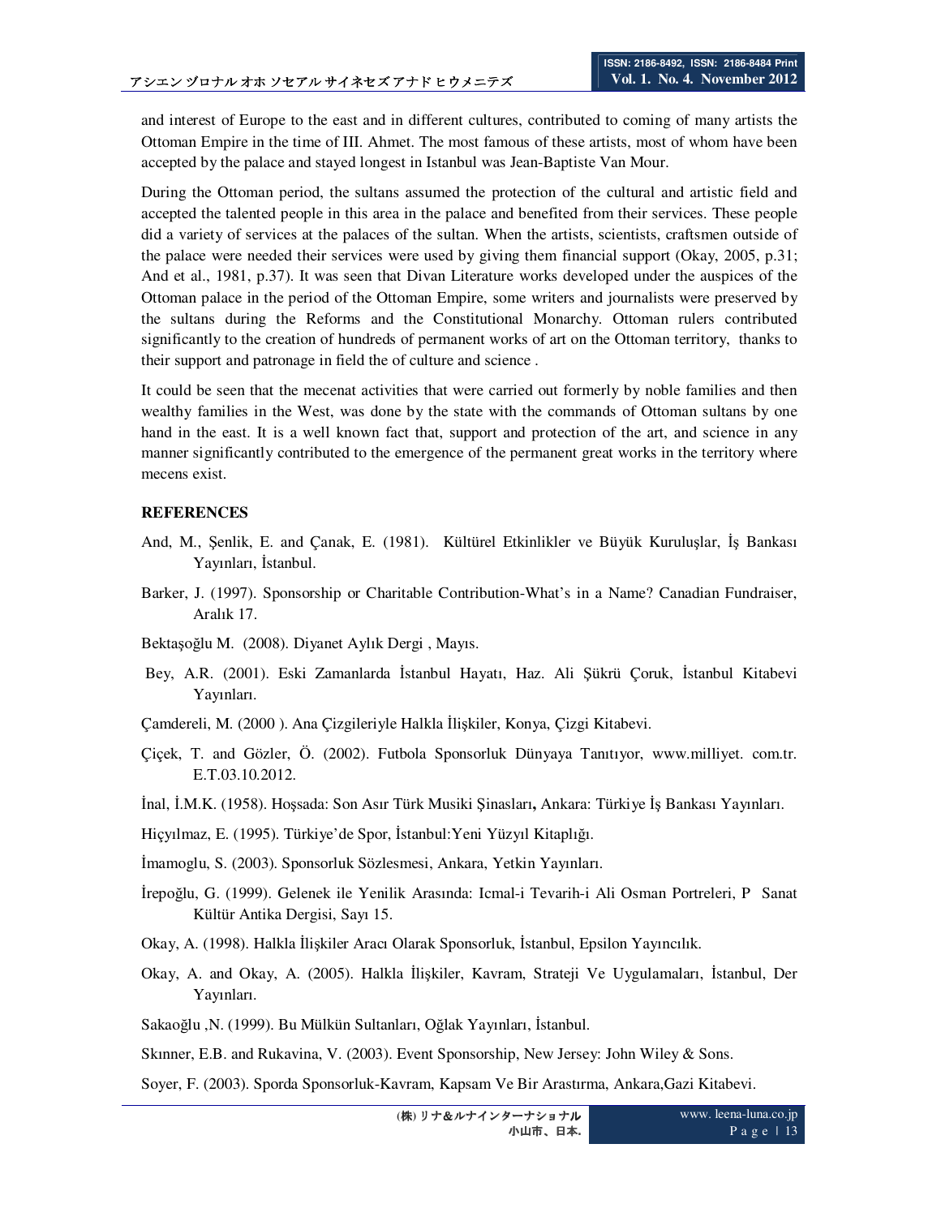and interest of Europe to the east and in different cultures, contributed to coming of many artists the Ottoman Empire in the time of III. Ahmet. The most famous of these artists, most of whom have been accepted by the palace and stayed longest in Istanbul was Jean-Baptiste Van Mour.

During the Ottoman period, the sultans assumed the protection of the cultural and artistic field and accepted the talented people in this area in the palace and benefited from their services. These people did a variety of services at the palaces of the sultan. When the artists, scientists, craftsmen outside of the palace were needed their services were used by giving them financial support (Okay, 2005, p.31; And et al., 1981, p.37). It was seen that Divan Literature works developed under the auspices of the Ottoman palace in the period of the Ottoman Empire, some writers and journalists were preserved by the sultans during the Reforms and the Constitutional Monarchy. Ottoman rulers contributed significantly to the creation of hundreds of permanent works of art on the Ottoman territory, thanks to their support and patronage in field the of culture and science .

It could be seen that the mecenat activities that were carried out formerly by noble families and then wealthy families in the West, was done by the state with the commands of Ottoman sultans by one hand in the east. It is a well known fact that, support and protection of the art, and science in any manner significantly contributed to the emergence of the permanent great works in the territory where mecens exist.

## REFERENCES

And, M., Şenlik, E. and Çanak, E. (1981). Kültürel Etkinlikler ve Büyük Kuruluşlar, İş Bankası Yayınları, İstanbul.

Barker, J. (1997). Sponsorship or Charitable Contribution-What's in a Name? Canadian Fundraiser, Aralık 17.

Bektaşoğlu M. (2008). Diyanet Aylık Dergi , Mayıs.

Bey, A.R. (2001). Eski Zamanlarda İstanbul Hayatı, Haz. Ali Şükrü Çoruk, İstanbul Kitabevi Yayınları.

Çamdereli, M. (2000 ). Ana Çizgileriyle Halkla İlişkiler, Konya, Çizgi Kitabevi.

Çiçek, T. and Gözler, Ö. (2002). Futbola Sponsorluk Dünyaya Tanıtıyor, www.milliyet. com.tr. E.T.03.10.2012.

İnal, İ.M.K. (1958). Hoşsada: Son Asır Türk Musiki Şinasları**,** Ankara: Türkiye İş Bankası Yayınları.

Hiçyılmaz, E. (1995). Türkiye'de Spor, İstanbul:Yeni Yüzyıl Kitaplığı.

İmamoglu, S. (2003). Sponsorluk Sözlesmesi, Ankara, Yetkin Yayınları.

İrepoğlu, G. (1999). Gelenek ile Yenilik Arasında: Icmal-i Tevarih-i Ali Osman Portreleri, P Sanat Kültür Antika Dergisi, Sayı 15.

Okay, A. (1998). Halkla İlişkiler Aracı Olarak Sponsorluk, İstanbul, Epsilon Yayıncılık.

Okay, A. and Okay, A. (2005). Halkla İlişkiler, Kavram, Strateji Ve Uygulamaları, İstanbul, Der Yayınları.

Sakaoğlu ,N. (1999). Bu Mülkün Sultanları, Oğlak Yayınları, İstanbul.

Skınner, E.B. and Rukavina, V. (2003). Event Sponsorship, New Jersey: John Wiley & Sons.

Soyer, F. (2003). Sporda Sponsorluk-Kavram, Kapsam Ve Bir Arastırma, Ankara,Gazi Kitabevi.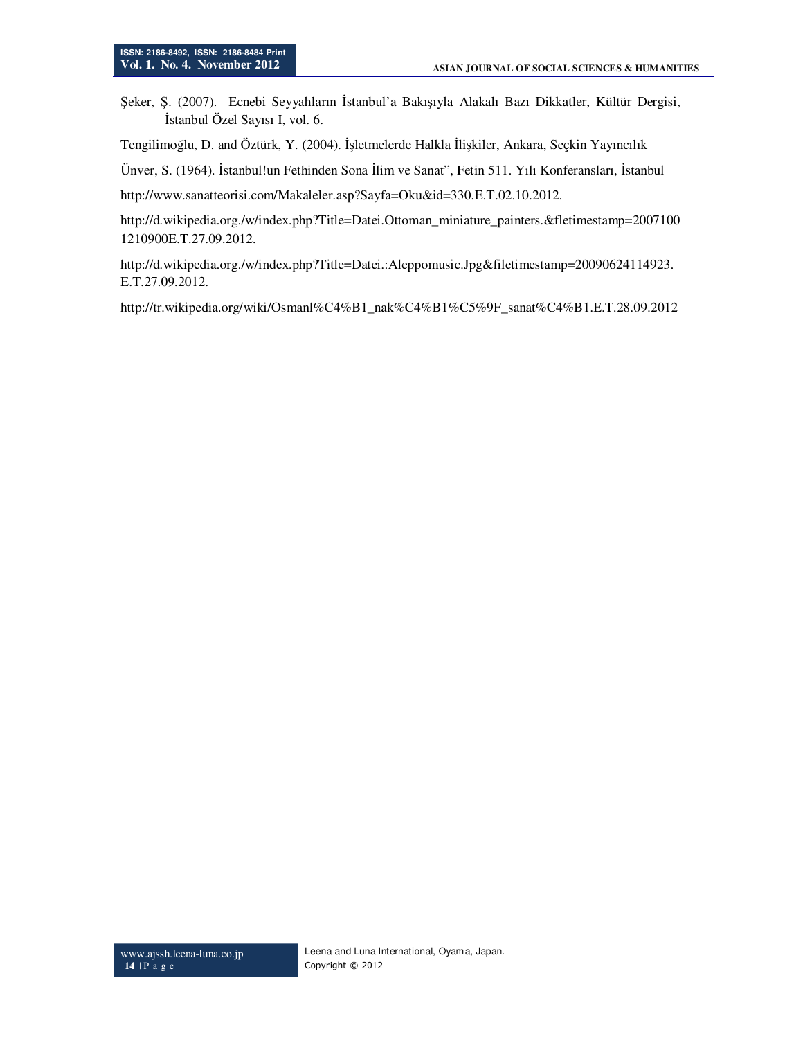Şeker, Ş. (2007). Ecnebi Seyyahların İstanbul'a Bakışıyla Alakalı Bazı Dikkatler, Kültür Dergisi, İstanbul Özel Sayısı I, vol. 6.

Tengilimoğlu, D. and Öztürk, Y. (2004). İşletmelerde Halkla İlişkiler, Ankara, Seçkin Yayıncılık

Ünver, S. (1964). İstanbul!un Fethinden Sona İlim ve Sanat", Fetin 511. Yılı Konferansları, İstanbul

http://www.sanatteorisi.com/Makaleler.asp?Sayfa=Oku&id=330.E.T.02.10.2012.

http://d.wikipedia.org./w/index.php?Title=Datei.Ottoman_miniature_painters.&fletimestamp=2007100 1210900E.T.27.09.2012.

http://d.wikipedia.org./w/index.php?Title=Datei.:Aleppomusic.Jpg&filetimestamp=20090624114923. E.T.27.09.2012.

http://tr.wikipedia.org/wiki/Osmanl%C4%B1_nak%C4%B1%C5%9F_sanat%C4%B1.E.T.28.09.2012